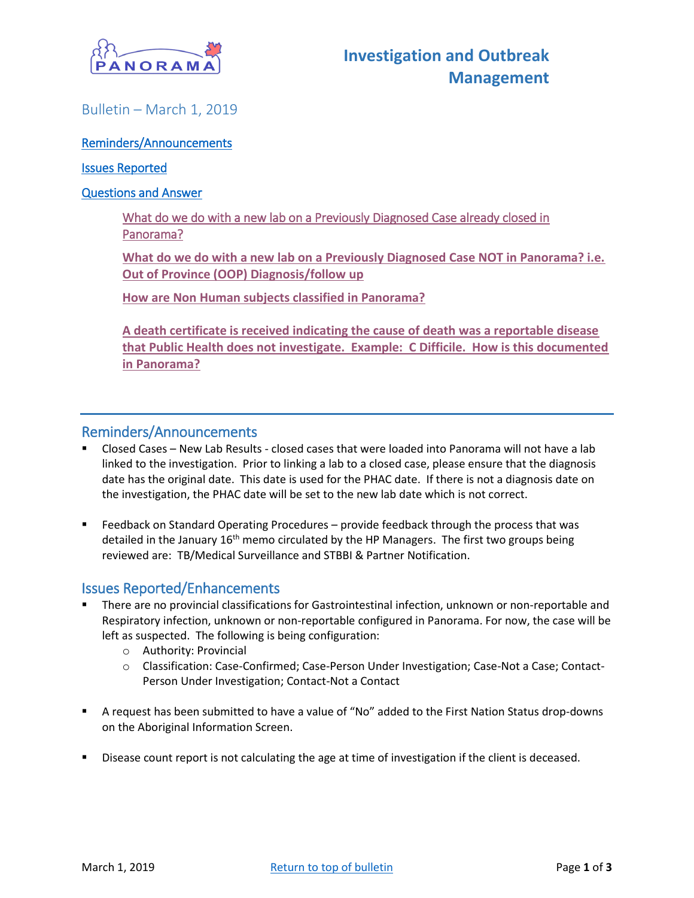# Investigation and Outbreak Management

## Bulletin – March 1, 2019

Reminders/Announcements

Issues Reported

Questions and Answer

- What do we do with a new lab on a Previously Diagnosed Case already closed in Panorama?
- **What do we do with a new lab on a Previously Diagnosed Case NOT in Panorama? i.e. Out of Province (OOP) Diagnosis/follow up**
- **How are Non Human subjects classified in Panorama?**
- **A death certificate is received indicating the cause of death was a reportable disease that Public Health does not investigate. Example: C Difficile. How is this documented in Panorama?**

---

## Reminders/Announcements

- Closed Cases – New Lab Results - closed cases that were loaded into Panorama will not have a lab linked to the investigation. Prior to linking a lab to a closed case, please ensure that the diagnosis date has the original date. This date is used for the PHAC date. If there is not a diagnosis date on the investigation, the PHAC date will be set to the new lab date which is not correct.
- Feedback on Standard Operating Procedures – provide feedback through the process that was detailed in the January 16th memo circulated by the HP Managers. The first two groups being reviewed are: TB/Medical Surveillance and STBBI & Partner Notification.

## Issues Reported/Enhancements

- There are no provincial classifications for Gastrointestinal infection, unknown or non-reportable and Respiratory infection, unknown or non-reportable configured in Panorama. For now, the case will be left as suspected. The following is being configuration:
  - Authority: Provincial
  - Classification: Case-Confirmed; Case-Person Under Investigation; Case-Not a Case; Contact-Person Under Investigation; Contact-Not a Contact
- A request has been submitted to have a value of "No" added to the First Nation Status drop-downs on the Aboriginal Information Screen.
- Disease count report is not calculating the age at time of investigation if the client is deceased.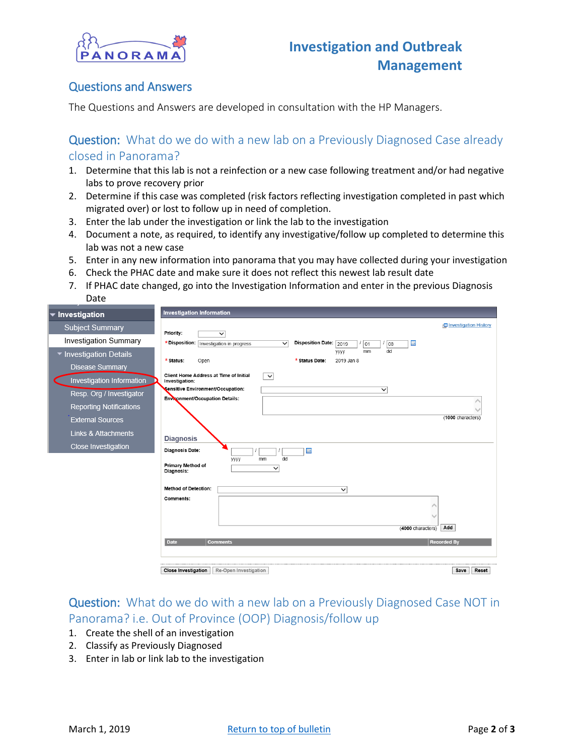## Questions and Answers

The Questions and Answers are developed in consultation with the HP Managers.

### Question: What do we do with a new lab on a Previously Diagnosed Case already closed in Panorama?

1. Determine that this lab is not a reinfection or a new case following treatment and/or had negative labs to prove recovery prior
2. Determine if this case was completed (risk factors reflecting investigation completed in past which migrated over) or lost to follow up in need of completion.
3. Enter the lab under the investigation or link the lab to the investigation
4. Document a note, as required, to identify any investigative/follow up completed to determine this lab was not a new case
5. Enter in any new information into panorama that you may have collected during your investigation
6. Check the PHAC date and make sure it does not reflect this newest lab result date
7. If PHAC date changed, go into the Investigation Information and enter in the previous Diagnosis Date

### Question: What do we do with a new lab on a Previously Diagnosed Case NOT in Panorama? i.e. Out of Province (OOP) Diagnosis/follow up

1. Create the shell of an investigation
2. Classify as Previously Diagnosed
3. Enter in lab or link lab to the investigation

March 1, 2019

[Return to top of bulletin]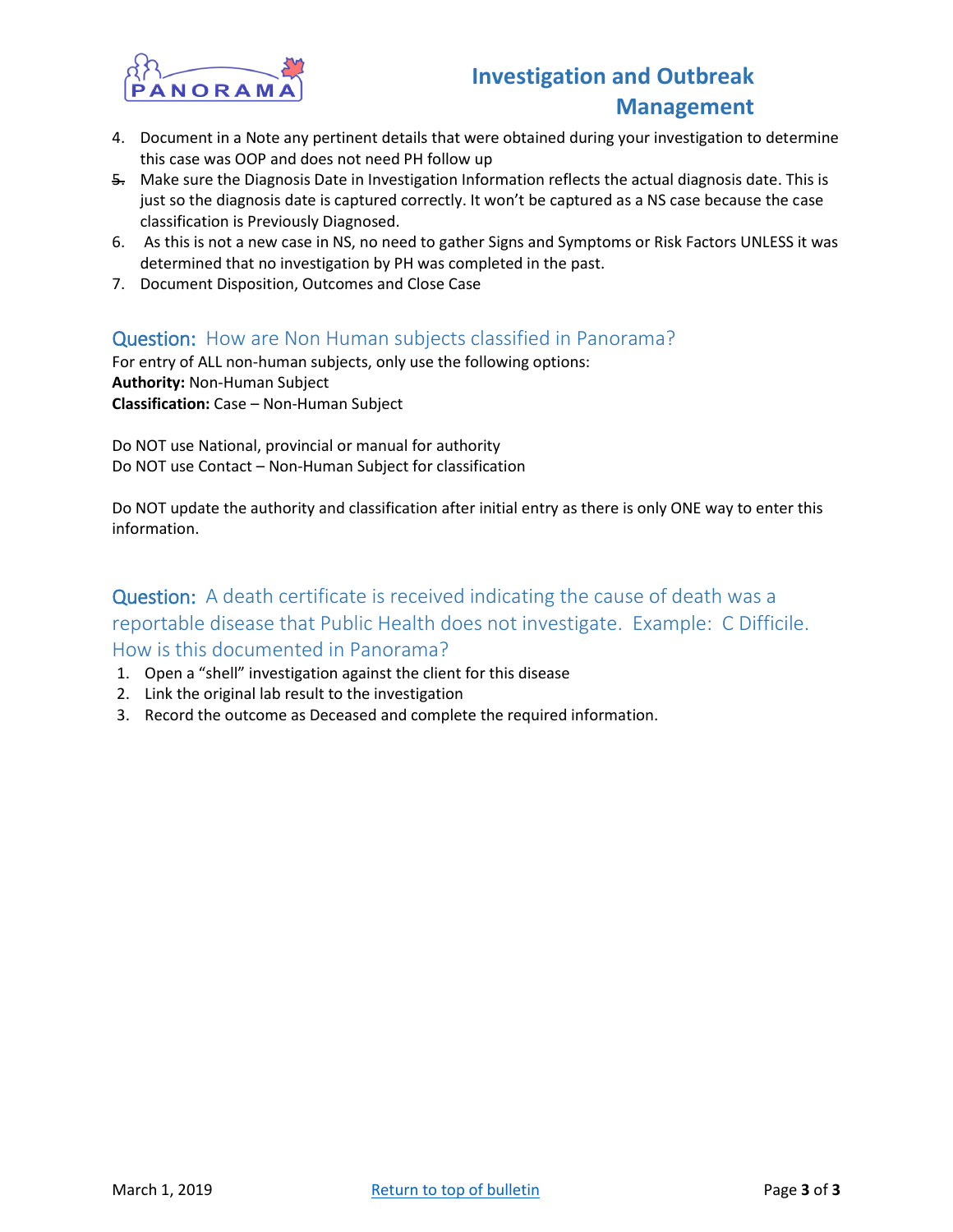4. Document in a Note any pertinent details that were obtained during your investigation to determine this case was OOP and does not need PH follow up
5. Make sure the Diagnosis Date in Investigation Information reflects the actual diagnosis date. This is just so the diagnosis date is captured correctly. It won't be captured as a NS case because the case classification is Previously Diagnosed.
6. As this is not a new case in NS, no need to gather Signs and Symptoms or Risk Factors UNLESS it was determined that no investigation by PH was completed in the past.
7. Document Disposition, Outcomes and Close Case

## Question: How are Non Human subjects classified in Panorama?

For entry of ALL non-human subjects, only use the following options:
**Authority:** Non-Human Subject
**Classification:** Case – Non-Human Subject

Do NOT use National, provincial or manual for authority
Do NOT use Contact – Non-Human Subject for classification

Do NOT update the authority and classification after initial entry as there is only ONE way to enter this information.

## Question: A death certificate is received indicating the cause of death was a reportable disease that Public Health does not investigate. Example: C Difficile. How is this documented in Panorama?

1. Open a "shell" investigation against the client for this disease
2. Link the original lab result to the investigation
3. Record the outcome as Deceased and complete the required information.

March 1, 2019 Return to top of bulletin